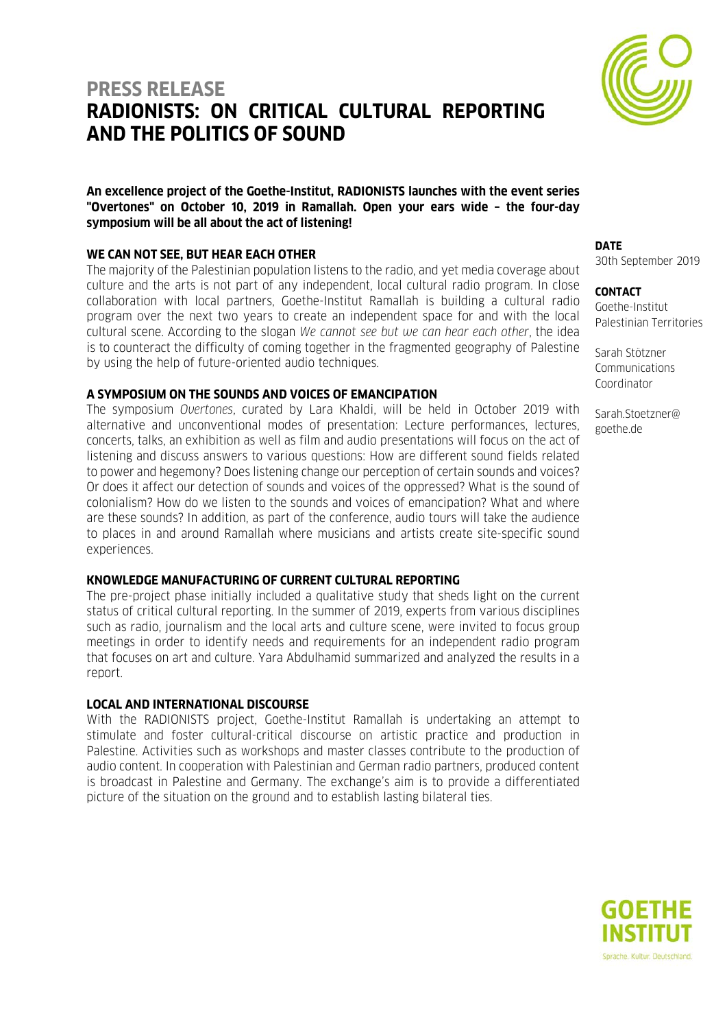# PRESS RELEASE
# RADIONISTS: ON CRITICAL CULTURAL REPORTING AND THE POLITICS OF SOUND

**An excellence project of the Goethe-Institut, RADIONISTS launches with the event series "Overtones" on October 10, 2019 in Ramallah. Open your ears wide – the four-day symposium will be all about the act of listening!**

**DATE**
30th September 2019

**CONTACT**
Goethe-Institut
Palestinian Territories

Sarah Stötzner
Communications Coordinator

Sarah.Stoetzner@goethe.de

## WE CAN NOT SEE, BUT HEAR EACH OTHER

The majority of the Palestinian population listens to the radio, and yet media coverage about culture and the arts is not part of any independent, local cultural radio program. In close collaboration with local partners, Goethe-Institut Ramallah is building a cultural radio program over the next two years to create an independent space for and with the local cultural scene. According to the slogan *We cannot see but we can hear each other*, the idea is to counteract the difficulty of coming together in the fragmented geography of Palestine by using the help of future-oriented audio techniques.

## A SYMPOSIUM ON THE SOUNDS AND VOICES OF EMANCIPATION

The symposium *Overtones*, curated by Lara Khaldi, will be held in October 2019 with alternative and unconventional modes of presentation: Lecture performances, lectures, concerts, talks, an exhibition as well as film and audio presentations will focus on the act of listening and discuss answers to various questions: How are different sound fields related to power and hegemony? Does listening change our perception of certain sounds and voices? Or does it affect our detection of sounds and voices of the oppressed? What is the sound of colonialism? How do we listen to the sounds and voices of emancipation? What and where are these sounds? In addition, as part of the conference, audio tours will take the audience to places in and around Ramallah where musicians and artists create site-specific sound experiences.

## KNOWLEDGE MANUFACTURING OF CURRENT CULTURAL REPORTING

The pre-project phase initially included a qualitative study that sheds light on the current status of critical cultural reporting. In the summer of 2019, experts from various disciplines such as radio, journalism and the local arts and culture scene, were invited to focus group meetings in order to identify needs and requirements for an independent radio program that focuses on art and culture. Yara Abdulhamid summarized and analyzed the results in a report.

## LOCAL AND INTERNATIONAL DISCOURSE

With the RADIONISTS project, Goethe-Institut Ramallah is undertaking an attempt to stimulate and foster cultural-critical discourse on artistic practice and production in Palestine. Activities such as workshops and master classes contribute to the production of audio content. In cooperation with Palestinian and German radio partners, produced content is broadcast in Palestine and Germany. The exchange's aim is to provide a differentiated picture of the situation on the ground and to establish lasting bilateral ties.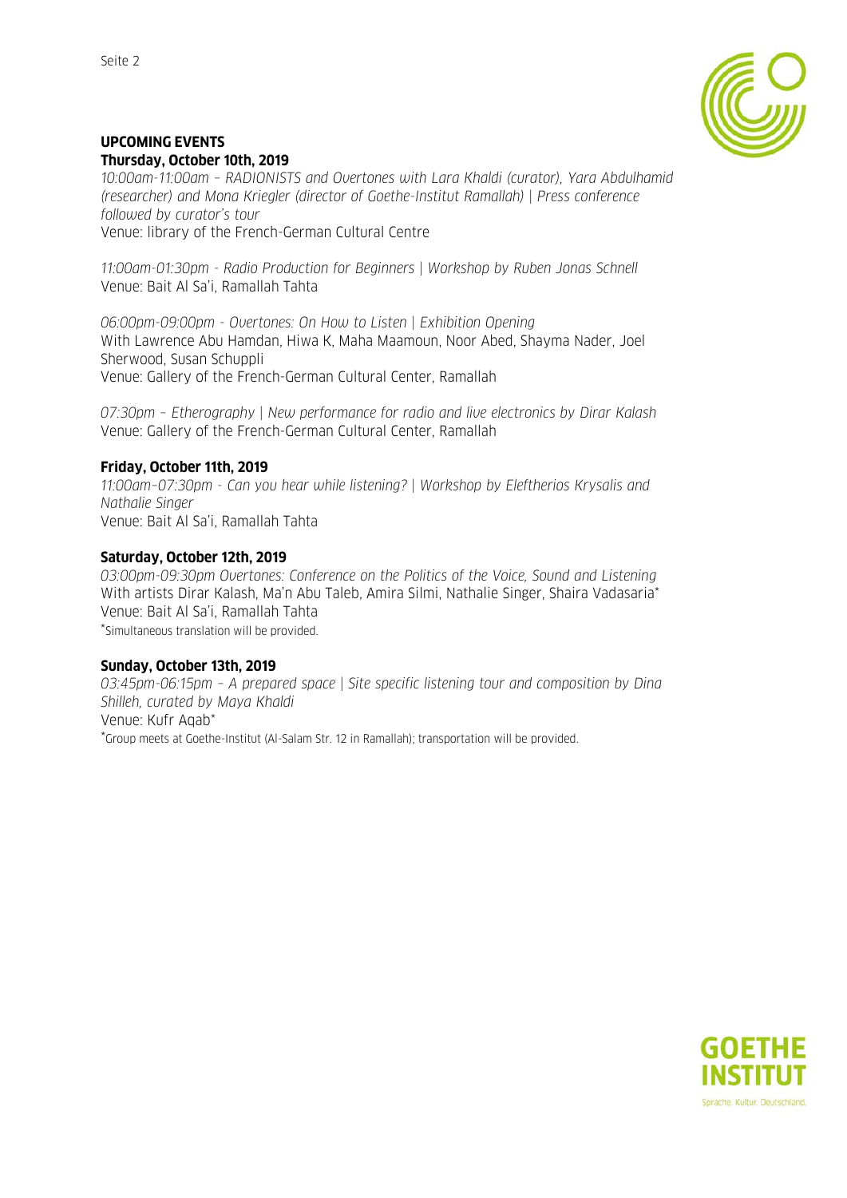## UPCOMING EVENTS

### Thursday, October 10th, 2019

*10:00am-11:00am – RADIONISTS and Overtones with Lara Khaldi (curator), Yara Abdulhamid (researcher) and Mona Kriegler (director of Goethe-Institut Ramallah) | Press conference followed by curator's tour*
Venue: library of the French-German Cultural Centre

*11:00am-01:30pm - Radio Production for Beginners | Workshop by Ruben Jonas Schnell*
Venue: Bait Al Sa'i, Ramallah Tahta

*06:00pm-09:00pm - Overtones: On How to Listen | Exhibition Opening*
With Lawrence Abu Hamdan, Hiwa K, Maha Maamoun, Noor Abed, Shayma Nader, Joel Sherwood, Susan Schuppli
Venue: Gallery of the French-German Cultural Center, Ramallah

*07:30pm – Etherography | New performance for radio and live electronics by Dirar Kalash*
Venue: Gallery of the French-German Cultural Center, Ramallah

### Friday, October 11th, 2019

*11:00am–07:30pm - Can you hear while listening? | Workshop by Eleftherios Krysalis and Nathalie Singer*
Venue: Bait Al Sa'i, Ramallah Tahta

### Saturday, October 12th, 2019

*03:00pm-09:30pm Overtones: Conference on the Politics of the Voice, Sound and Listening*
With artists Dirar Kalash, Ma'n Abu Taleb, Amira Silmi, Nathalie Singer, Shaira Vadasaria*
Venue: Bait Al Sa'i, Ramallah Tahta
*Simultaneous translation will be provided.

### Sunday, October 13th, 2019

*03:45pm-06:15pm – A prepared space | Site specific listening tour and composition by Dina Shilleh, curated by Maya Khaldi*
Venue: Kufr Aqab*
*Group meets at Goethe-Institut (Al-Salam Str. 12 in Ramallah); transportation will be provided.

GOETHE INSTITUT
Sprache. Kultur. Deutschland.